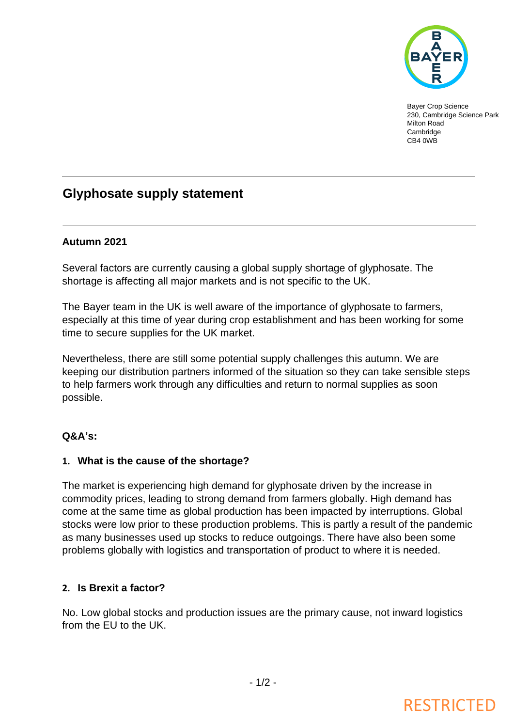Bayer Crop Science
230, Cambridge Science Park
Milton Road
Cambridge
CB4 0WB

# Glyphosate supply statement

**Autumn 2021**

Several factors are currently causing a global supply shortage of glyphosate. The shortage is affecting all major markets and is not specific to the UK.

The Bayer team in the UK is well aware of the importance of glyphosate to farmers, especially at this time of year during crop establishment and has been working for some time to secure supplies for the UK market.

Nevertheless, there are still some potential supply challenges this autumn. We are keeping our distribution partners informed of the situation so they can take sensible steps to help farmers work through any difficulties and return to normal supplies as soon possible.

**Q&A's:**

**1. What is the cause of the shortage?**

The market is experiencing high demand for glyphosate driven by the increase in commodity prices, leading to strong demand from farmers globally. High demand has come at the same time as global production has been impacted by interruptions. Global stocks were low prior to these production problems. This is partly a result of the pandemic as many businesses used up stocks to reduce outgoings. There have also been some problems globally with logistics and transportation of product to where it is needed.

**2. Is Brexit a factor?**

No. Low global stocks and production issues are the primary cause, not inward logistics from the EU to the UK.

RESTRICTED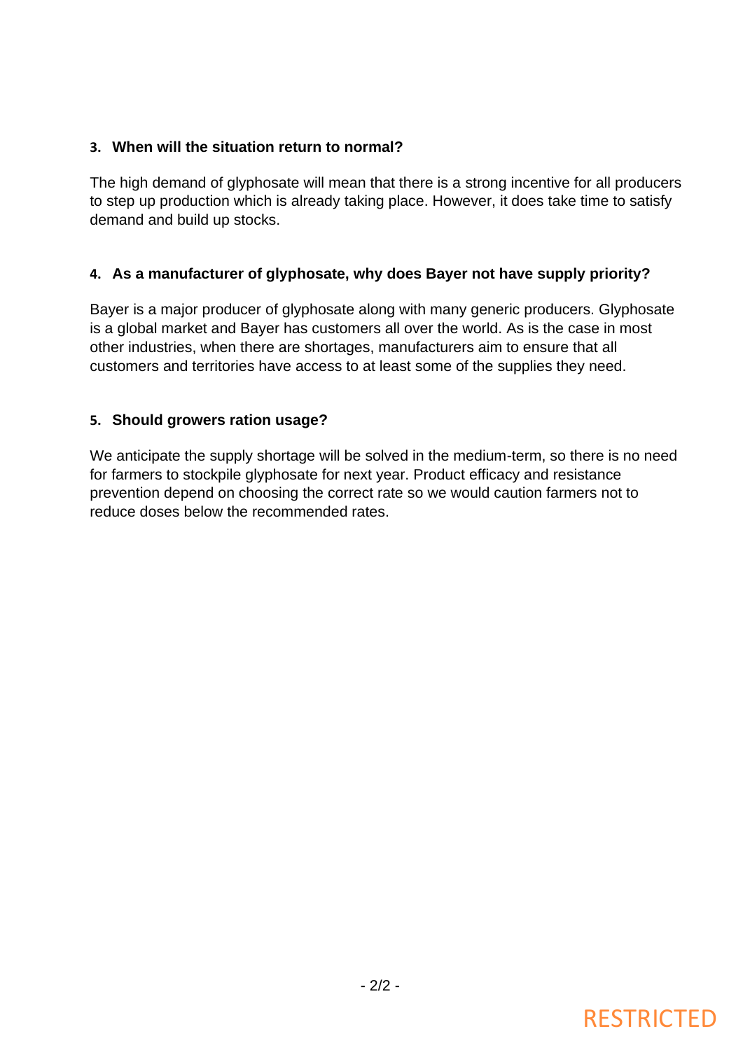**3. When will the situation return to normal?**

The high demand of glyphosate will mean that there is a strong incentive for all producers to step up production which is already taking place. However, it does take time to satisfy demand and build up stocks.

**4. As a manufacturer of glyphosate, why does Bayer not have supply priority?**

Bayer is a major producer of glyphosate along with many generic producers. Glyphosate is a global market and Bayer has customers all over the world. As is the case in most other industries, when there are shortages, manufacturers aim to ensure that all customers and territories have access to at least some of the supplies they need.

**5. Should growers ration usage?**

We anticipate the supply shortage will be solved in the medium-term, so there is no need for farmers to stockpile glyphosate for next year. Product efficacy and resistance prevention depend on choosing the correct rate so we would caution farmers not to reduce doses below the recommended rates.

RESTRICTED